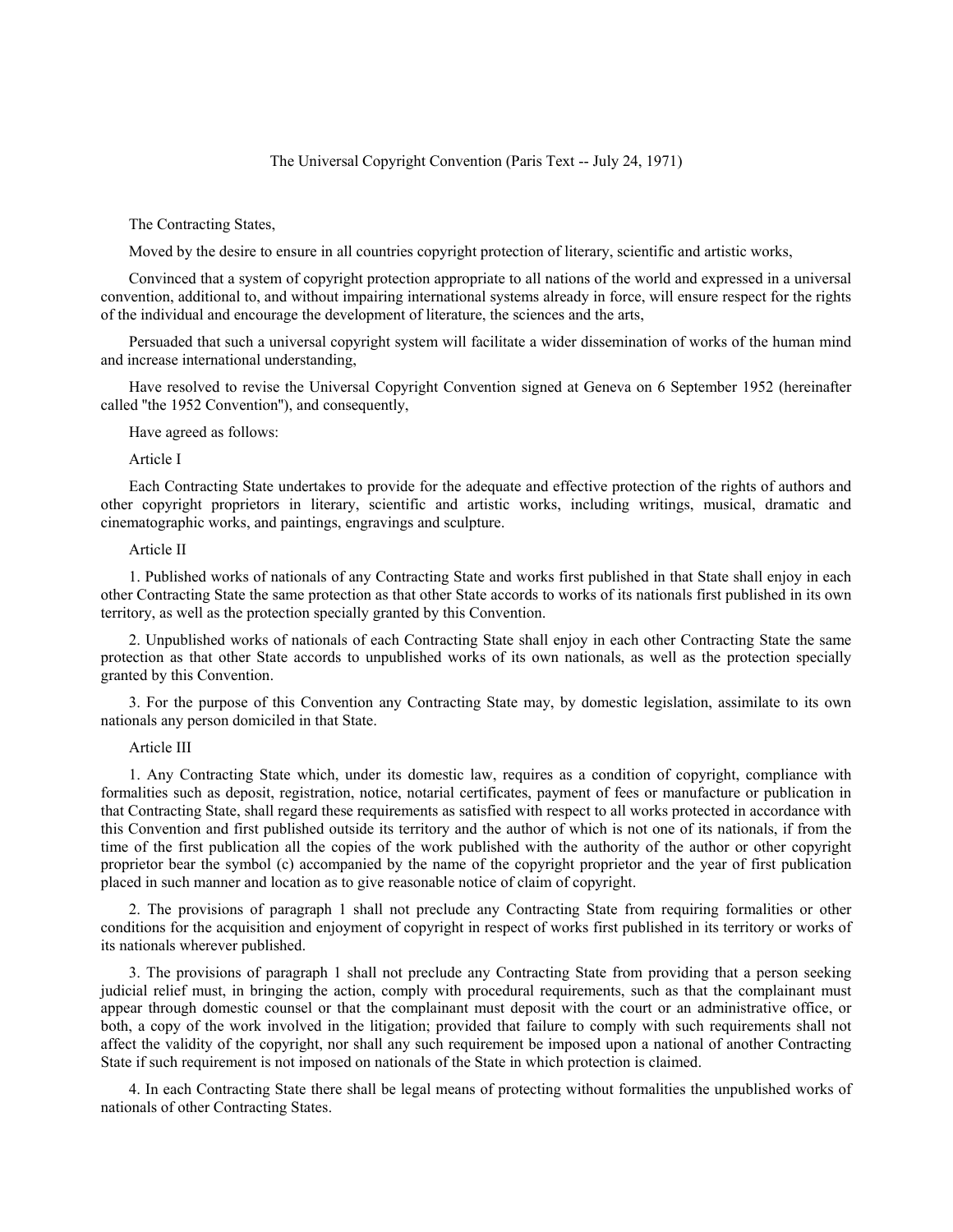# The Universal Copyright Convention (Paris Text -- July 24, 1971)

The Contracting States,

Moved by the desire to ensure in all countries copyright protection of literary, scientific and artistic works,

Convinced that a system of copyright protection appropriate to all nations of the world and expressed in a universal convention, additional to, and without impairing international systems already in force, will ensure respect for the rights of the individual and encourage the development of literature, the sciences and the arts,

Persuaded that such a universal copyright system will facilitate a wider dissemination of works of the human mind and increase international understanding,

Have resolved to revise the Universal Copyright Convention signed at Geneva on 6 September 1952 (hereinafter called "the 1952 Convention"), and consequently,

Have agreed as follows:

## Article I

Each Contracting State undertakes to provide for the adequate and effective protection of the rights of authors and other copyright proprietors in literary, scientific and artistic works, including writings, musical, dramatic and cinematographic works, and paintings, engravings and sculpture.

## Article II

1. Published works of nationals of any Contracting State and works first published in that State shall enjoy in each other Contracting State the same protection as that other State accords to works of its nationals first published in its own territory, as well as the protection specially granted by this Convention.

2. Unpublished works of nationals of each Contracting State shall enjoy in each other Contracting State the same protection as that other State accords to unpublished works of its own nationals, as well as the protection specially granted by this Convention.

3. For the purpose of this Convention any Contracting State may, by domestic legislation, assimilate to its own nationals any person domiciled in that State.

## Article III

1. Any Contracting State which, under its domestic law, requires as a condition of copyright, compliance with formalities such as deposit, registration, notice, notarial certificates, payment of fees or manufacture or publication in that Contracting State, shall regard these requirements as satisfied with respect to all works protected in accordance with this Convention and first published outside its territory and the author of which is not one of its nationals, if from the time of the first publication all the copies of the work published with the authority of the author or other copyright proprietor bear the symbol (c) accompanied by the name of the copyright proprietor and the year of first publication placed in such manner and location as to give reasonable notice of claim of copyright.

2. The provisions of paragraph 1 shall not preclude any Contracting State from requiring formalities or other conditions for the acquisition and enjoyment of copyright in respect of works first published in its territory or works of its nationals wherever published.

3. The provisions of paragraph 1 shall not preclude any Contracting State from providing that a person seeking judicial relief must, in bringing the action, comply with procedural requirements, such as that the complainant must appear through domestic counsel or that the complainant must deposit with the court or an administrative office, or both, a copy of the work involved in the litigation; provided that failure to comply with such requirements shall not affect the validity of the copyright, nor shall any such requirement be imposed upon a national of another Contracting State if such requirement is not imposed on nationals of the State in which protection is claimed.

4. In each Contracting State there shall be legal means of protecting without formalities the unpublished works of nationals of other Contracting States.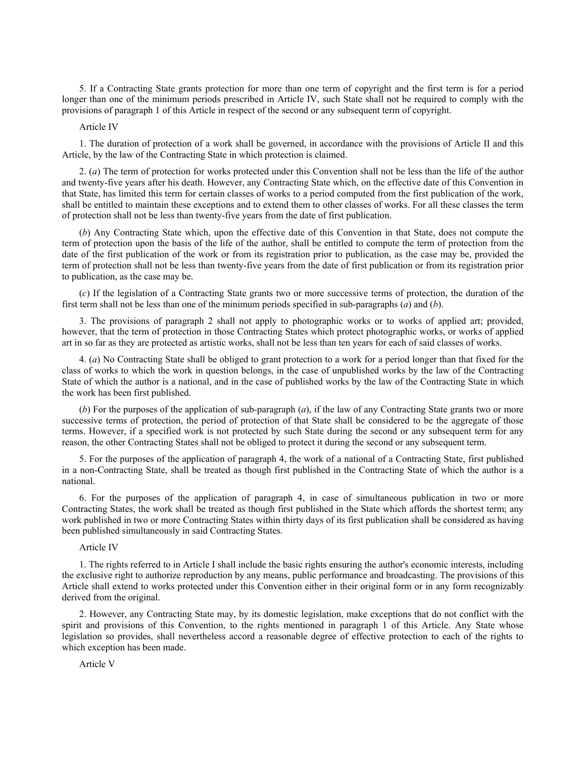5. If a Contracting State grants protection for more than one term of copyright and the first term is for a period longer than one of the minimum periods prescribed in Article IV, such State shall not be required to comply with the provisions of paragraph 1 of this Article in respect of the second or any subsequent term of copyright.

Article IV

1. The duration of protection of a work shall be governed, in accordance with the provisions of Article II and this Article, by the law of the Contracting State in which protection is claimed.

2. (*a*) The term of protection for works protected under this Convention shall not be less than the life of the author and twenty-five years after his death. However, any Contracting State which, on the effective date of this Convention in that State, has limited this term for certain classes of works to a period computed from the first publication of the work, shall be entitled to maintain these exceptions and to extend them to other classes of works. For all these classes the term of protection shall not be less than twenty-five years from the date of first publication.

(*b*) Any Contracting State which, upon the effective date of this Convention in that State, does not compute the term of protection upon the basis of the life of the author, shall be entitled to compute the term of protection from the date of the first publication of the work or from its registration prior to publication, as the case may be, provided the term of protection shall not be less than twenty-five years from the date of first publication or from its registration prior to publication, as the case may be.

(*c*) If the legislation of a Contracting State grants two or more successive terms of protection, the duration of the first term shall not be less than one of the minimum periods specified in sub-paragraphs (*a*) and (*b*).

3. The provisions of paragraph 2 shall not apply to photographic works or to works of applied art; provided, however, that the term of protection in those Contracting States which protect photographic works, or works of applied art in so far as they are protected as artistic works, shall not be less than ten years for each of said classes of works.

4. (*a*) No Contracting State shall be obliged to grant protection to a work for a period longer than that fixed for the class of works to which the work in question belongs, in the case of unpublished works by the law of the Contracting State of which the author is a national, and in the case of published works by the law of the Contracting State in which the work has been first published.

(*b*) For the purposes of the application of sub-paragraph (*a*), if the law of any Contracting State grants two or more successive terms of protection, the period of protection of that State shall be considered to be the aggregate of those terms. However, if a specified work is not protected by such State during the second or any subsequent term for any reason, the other Contracting States shall not be obliged to protect it during the second or any subsequent term.

5. For the purposes of the application of paragraph 4, the work of a national of a Contracting State, first published in a non-Contracting State, shall be treated as though first published in the Contracting State of which the author is a national.

6. For the purposes of the application of paragraph 4, in case of simultaneous publication in two or more Contracting States, the work shall be treated as though first published in the State which affords the shortest term; any work published in two or more Contracting States within thirty days of its first publication shall be considered as having been published simultaneously in said Contracting States.

Article IV

1. The rights referred to in Article I shall include the basic rights ensuring the author's economic interests, including the exclusive right to authorize reproduction by any means, public performance and broadcasting. The provisions of this Article shall extend to works protected under this Convention either in their original form or in any form recognizably derived from the original.

2. However, any Contracting State may, by its domestic legislation, make exceptions that do not conflict with the spirit and provisions of this Convention, to the rights mentioned in paragraph 1 of this Article. Any State whose legislation so provides, shall nevertheless accord a reasonable degree of effective protection to each of the rights to which exception has been made.

Article V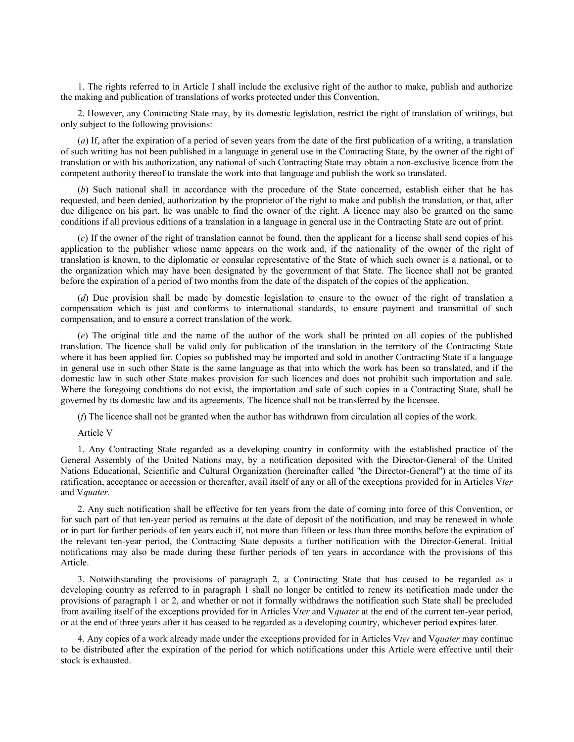1. The rights referred to in Article I shall include the exclusive right of the author to make, publish and authorize the making and publication of translations of works protected under this Convention.

2. However, any Contracting State may, by its domestic legislation, restrict the right of translation of writings, but only subject to the following provisions:

(*a*) If, after the expiration of a period of seven years from the date of the first publication of a writing, a translation of such writing has not been published in a language in general use in the Contracting State, by the owner of the right of translation or with his authorization, any national of such Contracting State may obtain a non-exclusive licence from the competent authority thereof to translate the work into that language and publish the work so translated.

(*b*) Such national shall in accordance with the procedure of the State concerned, establish either that he has requested, and been denied, authorization by the proprietor of the right to make and publish the translation, or that, after due diligence on his part, he was unable to find the owner of the right. A licence may also be granted on the same conditions if all previous editions of a translation in a language in general use in the Contracting State are out of print.

(*c*) If the owner of the right of translation cannot be found, then the applicant for a license shall send copies of his application to the publisher whose name appears on the work and, if the nationality of the owner of the right of translation is known, to the diplomatic or consular representative of the State of which such owner is a national, or to the organization which may have been designated by the government of that State. The licence shall not be granted before the expiration of a period of two months from the date of the dispatch of the copies of the application.

(*d*) Due provision shall be made by domestic legislation to ensure to the owner of the right of translation a compensation which is just and conforms to international standards, to ensure payment and transmittal of such compensation, and to ensure a correct translation of the work.

(*e*) The original title and the name of the author of the work shall be printed on all copies of the published translation. The licence shall be valid only for publication of the translation in the territory of the Contracting State where it has been applied for. Copies so published may be imported and sold in another Contracting State if a language in general use in such other State is the same language as that into which the work has been so translated, and if the domestic law in such other State makes provision for such licences and does not prohibit such importation and sale. Where the foregoing conditions do not exist, the importation and sale of such copies in a Contracting State, shall be governed by its domestic law and its agreements. The licence shall not be transferred by the licensee.

(*f*) The licence shall not be granted when the author has withdrawn from circulation all copies of the work.

Article V

1. Any Contracting State regarded as a developing country in conformity with the established practice of the General Assembly of the United Nations may, by a notification deposited with the Director-General of the United Nations Educational, Scientific and Cultural Organization (hereinafter called "the Director-General") at the time of its ratification, acceptance or accession or thereafter, avail itself of any or all of the exceptions provided for in Articles V*ter* and V*quater.*

2. Any such notification shall be effective for ten years from the date of coming into force of this Convention, or for such part of that ten-year period as remains at the date of deposit of the notification, and may be renewed in whole or in part for further periods of ten years each if, not more than fifteen or less than three months before the expiration of the relevant ten-year period, the Contracting State deposits a further notification with the Director-General. Initial notifications may also be made during these further periods of ten years in accordance with the provisions of this Article.

3. Notwithstanding the provisions of paragraph 2, a Contracting State that has ceased to be regarded as a developing country as referred to in paragraph 1 shall no longer be entitled to renew its notification made under the provisions of paragraph 1 or 2, and whether or not it formally withdraws the notification such State shall be precluded from availing itself of the exceptions provided for in Articles V*ter* and V*quater* at the end of the current ten-year period, or at the end of three years after it has ceased to be regarded as a developing country, whichever period expires later.

4. Any copies of a work already made under the exceptions provided for in Articles V*ter* and V*quater* may continue to be distributed after the expiration of the period for which notifications under this Article were effective until their stock is exhausted.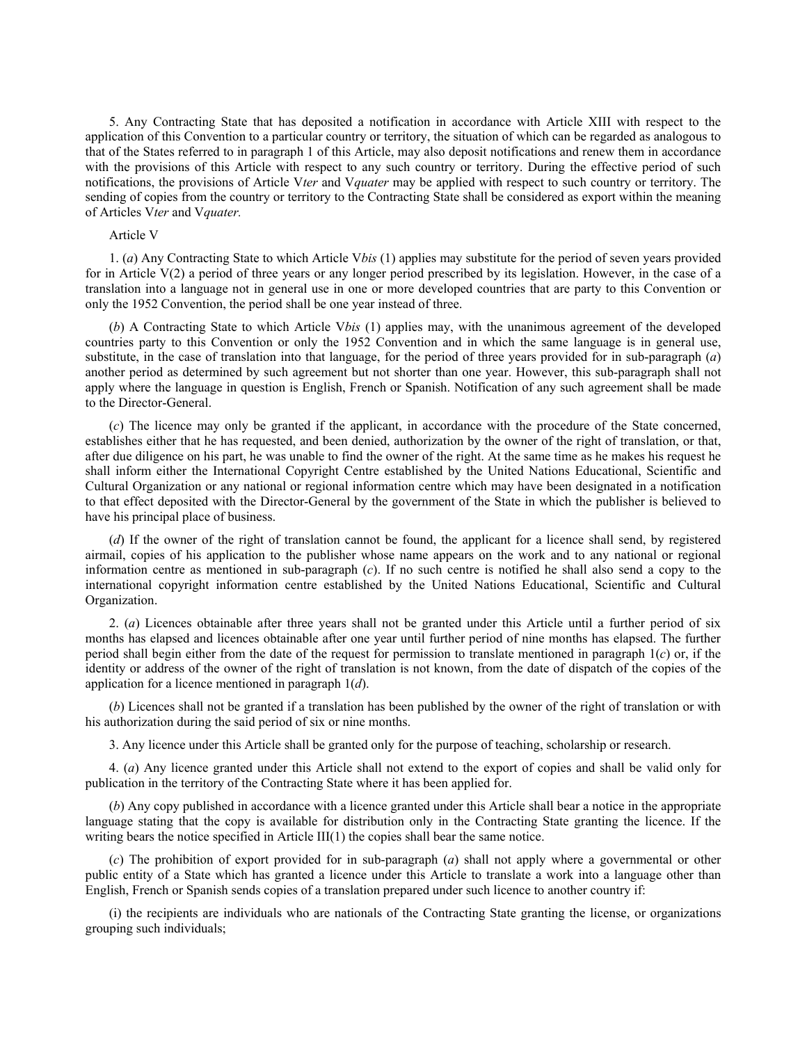5. Any Contracting State that has deposited a notification in accordance with Article XIII with respect to the application of this Convention to a particular country or territory, the situation of which can be regarded as analogous to that of the States referred to in paragraph 1 of this Article, may also deposit notifications and renew them in accordance with the provisions of this Article with respect to any such country or territory. During the effective period of such notifications, the provisions of Article V*ter* and V*quater* may be applied with respect to such country or territory. The sending of copies from the country or territory to the Contracting State shall be considered as export within the meaning of Articles V*ter* and V*quater.*

Article V

1. (*a*) Any Contracting State to which Article V*bis* (1) applies may substitute for the period of seven years provided for in Article V(2) a period of three years or any longer period prescribed by its legislation. However, in the case of a translation into a language not in general use in one or more developed countries that are party to this Convention or only the 1952 Convention, the period shall be one year instead of three.

(*b*) A Contracting State to which Article V*bis* (1) applies may, with the unanimous agreement of the developed countries party to this Convention or only the 1952 Convention and in which the same language is in general use, substitute, in the case of translation into that language, for the period of three years provided for in sub-paragraph (*a*) another period as determined by such agreement but not shorter than one year. However, this sub-paragraph shall not apply where the language in question is English, French or Spanish. Notification of any such agreement shall be made to the Director-General.

(*c*) The licence may only be granted if the applicant, in accordance with the procedure of the State concerned, establishes either that he has requested, and been denied, authorization by the owner of the right of translation, or that, after due diligence on his part, he was unable to find the owner of the right. At the same time as he makes his request he shall inform either the International Copyright Centre established by the United Nations Educational, Scientific and Cultural Organization or any national or regional information centre which may have been designated in a notification to that effect deposited with the Director-General by the government of the State in which the publisher is believed to have his principal place of business.

(*d*) If the owner of the right of translation cannot be found, the applicant for a licence shall send, by registered airmail, copies of his application to the publisher whose name appears on the work and to any national or regional information centre as mentioned in sub-paragraph (*c*). If no such centre is notified he shall also send a copy to the international copyright information centre established by the United Nations Educational, Scientific and Cultural Organization.

2. (*a*) Licences obtainable after three years shall not be granted under this Article until a further period of six months has elapsed and licences obtainable after one year until further period of nine months has elapsed. The further period shall begin either from the date of the request for permission to translate mentioned in paragraph 1(*c*) or, if the identity or address of the owner of the right of translation is not known, from the date of dispatch of the copies of the application for a licence mentioned in paragraph 1(*d*).

(*b*) Licences shall not be granted if a translation has been published by the owner of the right of translation or with his authorization during the said period of six or nine months.

3. Any licence under this Article shall be granted only for the purpose of teaching, scholarship or research.

4. (*a*) Any licence granted under this Article shall not extend to the export of copies and shall be valid only for publication in the territory of the Contracting State where it has been applied for.

(*b*) Any copy published in accordance with a licence granted under this Article shall bear a notice in the appropriate language stating that the copy is available for distribution only in the Contracting State granting the licence. If the writing bears the notice specified in Article III(1) the copies shall bear the same notice.

(*c*) The prohibition of export provided for in sub-paragraph (*a*) shall not apply where a governmental or other public entity of a State which has granted a licence under this Article to translate a work into a language other than English, French or Spanish sends copies of a translation prepared under such licence to another country if:

(i) the recipients are individuals who are nationals of the Contracting State granting the license, or organizations grouping such individuals;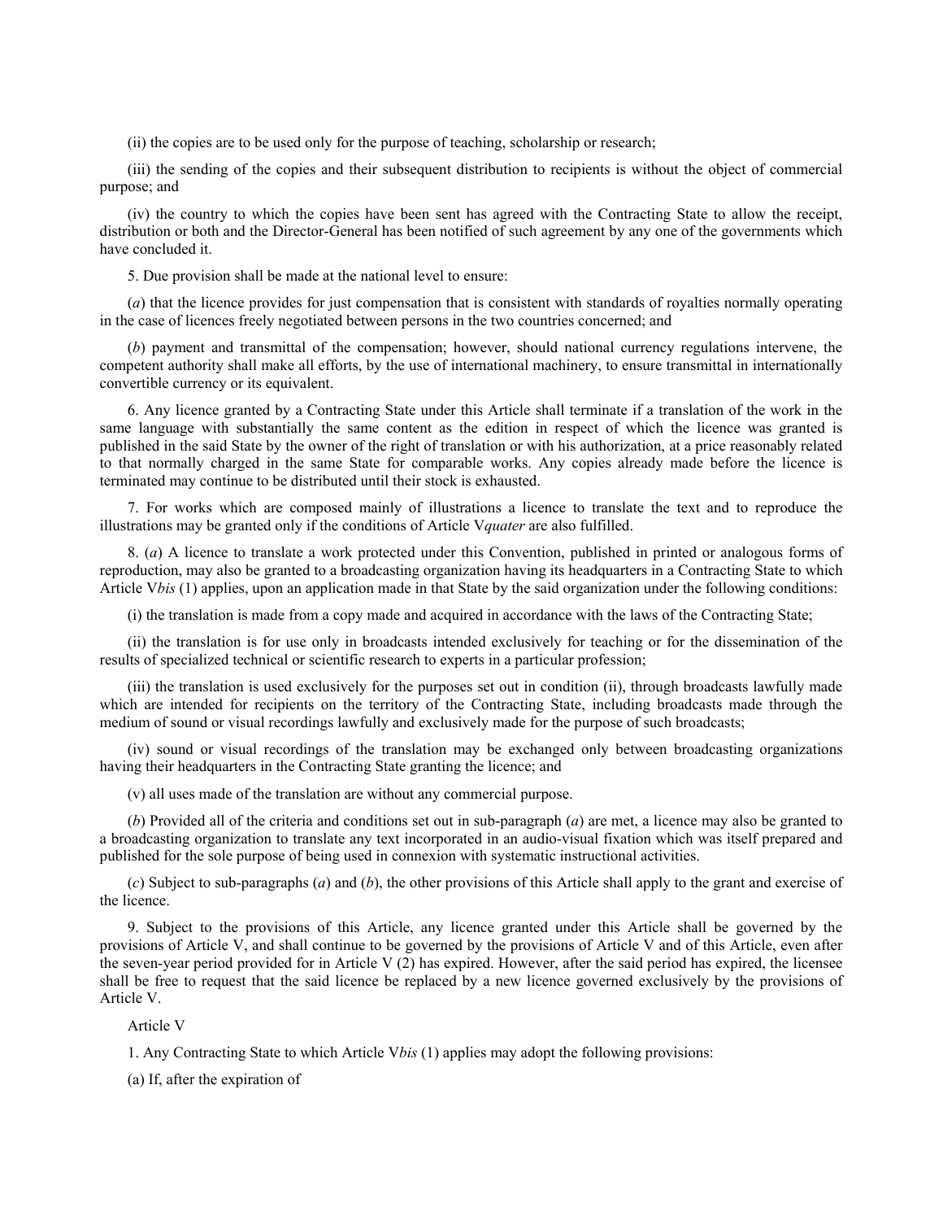(ii) the copies are to be used only for the purpose of teaching, scholarship or research;

(iii) the sending of the copies and their subsequent distribution to recipients is without the object of commercial purpose; and

(iv) the country to which the copies have been sent has agreed with the Contracting State to allow the receipt, distribution or both and the Director-General has been notified of such agreement by any one of the governments which have concluded it.

5. Due provision shall be made at the national level to ensure:

(*a*) that the licence provides for just compensation that is consistent with standards of royalties normally operating in the case of licences freely negotiated between persons in the two countries concerned; and

(*b*) payment and transmittal of the compensation; however, should national currency regulations intervene, the competent authority shall make all efforts, by the use of international machinery, to ensure transmittal in internationally convertible currency or its equivalent.

6. Any licence granted by a Contracting State under this Article shall terminate if a translation of the work in the same language with substantially the same content as the edition in respect of which the licence was granted is published in the said State by the owner of the right of translation or with his authorization, at a price reasonably related to that normally charged in the same State for comparable works. Any copies already made before the licence is terminated may continue to be distributed until their stock is exhausted.

7. For works which are composed mainly of illustrations a licence to translate the text and to reproduce the illustrations may be granted only if the conditions of Article V*quater* are also fulfilled.

8. (*a*) A licence to translate a work protected under this Convention, published in printed or analogous forms of reproduction, may also be granted to a broadcasting organization having its headquarters in a Contracting State to which Article V*bis* (1) applies, upon an application made in that State by the said organization under the following conditions:

(i) the translation is made from a copy made and acquired in accordance with the laws of the Contracting State;

(ii) the translation is for use only in broadcasts intended exclusively for teaching or for the dissemination of the results of specialized technical or scientific research to experts in a particular profession;

(iii) the translation is used exclusively for the purposes set out in condition (ii), through broadcasts lawfully made which are intended for recipients on the territory of the Contracting State, including broadcasts made through the medium of sound or visual recordings lawfully and exclusively made for the purpose of such broadcasts;

(iv) sound or visual recordings of the translation may be exchanged only between broadcasting organizations having their headquarters in the Contracting State granting the licence; and

(v) all uses made of the translation are without any commercial purpose.

(*b*) Provided all of the criteria and conditions set out in sub-paragraph (*a*) are met, a licence may also be granted to a broadcasting organization to translate any text incorporated in an audio-visual fixation which was itself prepared and published for the sole purpose of being used in connexion with systematic instructional activities.

(*c*) Subject to sub-paragraphs (*a*) and (*b*), the other provisions of this Article shall apply to the grant and exercise of the licence.

9. Subject to the provisions of this Article, any licence granted under this Article shall be governed by the provisions of Article V, and shall continue to be governed by the provisions of Article V and of this Article, even after the seven-year period provided for in Article V (2) has expired. However, after the said period has expired, the licensee shall be free to request that the said licence be replaced by a new licence governed exclusively by the provisions of Article V.

Article V

1. Any Contracting State to which Article V*bis* (1) applies may adopt the following provisions:

(a) If, after the expiration of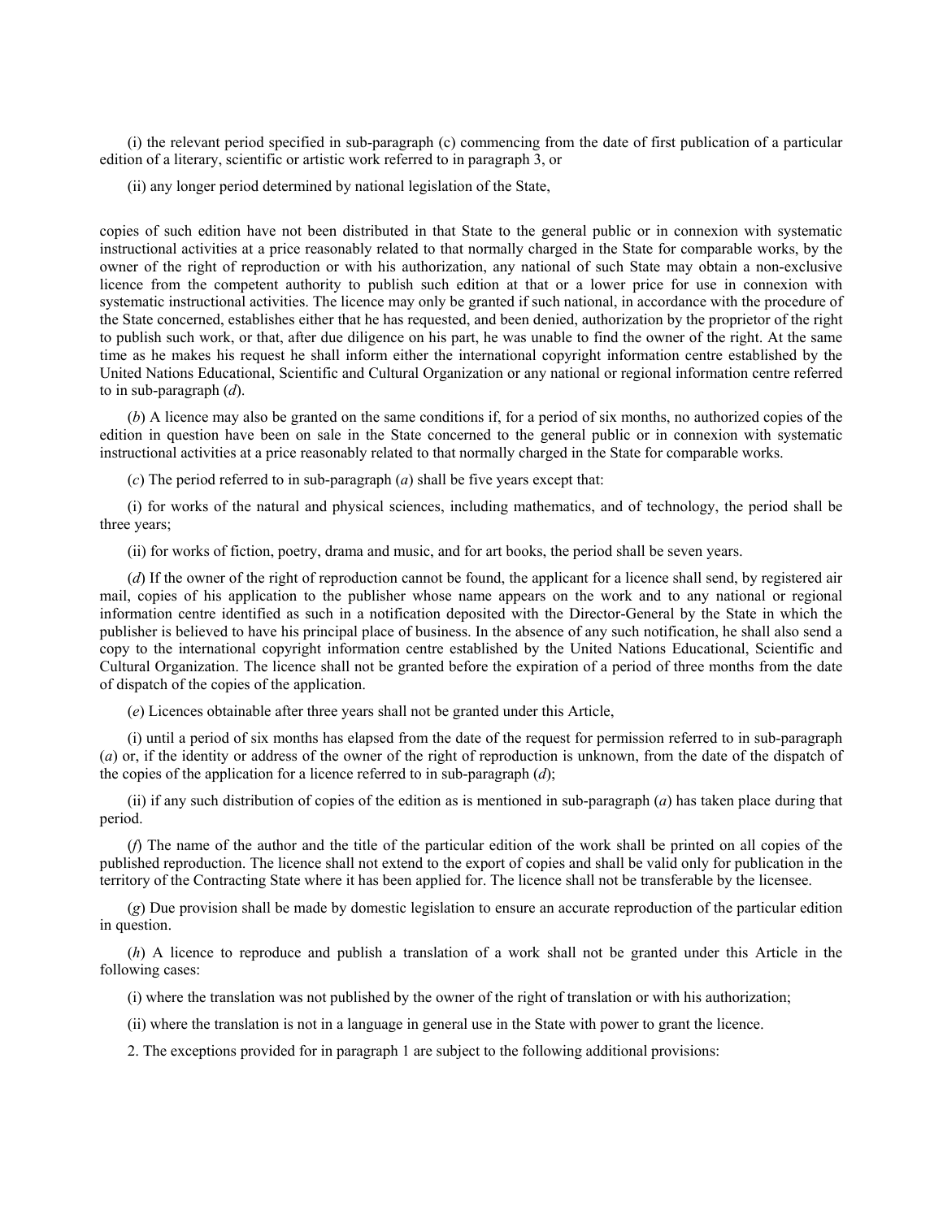(i) the relevant period specified in sub-paragraph (c) commencing from the date of first publication of a particular edition of a literary, scientific or artistic work referred to in paragraph 3, or

(ii) any longer period determined by national legislation of the State,

copies of such edition have not been distributed in that State to the general public or in connexion with systematic instructional activities at a price reasonably related to that normally charged in the State for comparable works, by the owner of the right of reproduction or with his authorization, any national of such State may obtain a non-exclusive licence from the competent authority to publish such edition at that or a lower price for use in connexion with systematic instructional activities. The licence may only be granted if such national, in accordance with the procedure of the State concerned, establishes either that he has requested, and been denied, authorization by the proprietor of the right to publish such work, or that, after due diligence on his part, he was unable to find the owner of the right. At the same time as he makes his request he shall inform either the international copyright information centre established by the United Nations Educational, Scientific and Cultural Organization or any national or regional information centre referred to in sub-paragraph (*d*).

(*b*) A licence may also be granted on the same conditions if, for a period of six months, no authorized copies of the edition in question have been on sale in the State concerned to the general public or in connexion with systematic instructional activities at a price reasonably related to that normally charged in the State for comparable works.

(*c*) The period referred to in sub-paragraph (*a*) shall be five years except that:

(i) for works of the natural and physical sciences, including mathematics, and of technology, the period shall be three years;

(ii) for works of fiction, poetry, drama and music, and for art books, the period shall be seven years.

(*d*) If the owner of the right of reproduction cannot be found, the applicant for a licence shall send, by registered air mail, copies of his application to the publisher whose name appears on the work and to any national or regional information centre identified as such in a notification deposited with the Director-General by the State in which the publisher is believed to have his principal place of business. In the absence of any such notification, he shall also send a copy to the international copyright information centre established by the United Nations Educational, Scientific and Cultural Organization. The licence shall not be granted before the expiration of a period of three months from the date of dispatch of the copies of the application.

(*e*) Licences obtainable after three years shall not be granted under this Article,

(i) until a period of six months has elapsed from the date of the request for permission referred to in sub-paragraph (*a*) or, if the identity or address of the owner of the right of reproduction is unknown, from the date of the dispatch of the copies of the application for a licence referred to in sub-paragraph (*d*);

(ii) if any such distribution of copies of the edition as is mentioned in sub-paragraph (*a*) has taken place during that period.

(*f*) The name of the author and the title of the particular edition of the work shall be printed on all copies of the published reproduction. The licence shall not extend to the export of copies and shall be valid only for publication in the territory of the Contracting State where it has been applied for. The licence shall not be transferable by the licensee.

(*g*) Due provision shall be made by domestic legislation to ensure an accurate reproduction of the particular edition in question.

(*h*) A licence to reproduce and publish a translation of a work shall not be granted under this Article in the following cases:

(i) where the translation was not published by the owner of the right of translation or with his authorization;

(ii) where the translation is not in a language in general use in the State with power to grant the licence.

2. The exceptions provided for in paragraph 1 are subject to the following additional provisions: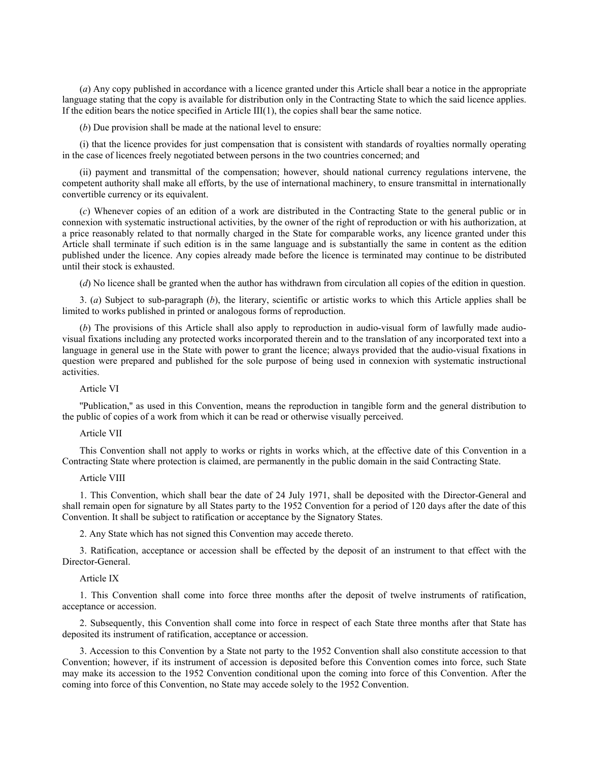(*a*) Any copy published in accordance with a licence granted under this Article shall bear a notice in the appropriate language stating that the copy is available for distribution only in the Contracting State to which the said licence applies. If the edition bears the notice specified in Article III(1), the copies shall bear the same notice.

(*b*) Due provision shall be made at the national level to ensure:

(i) that the licence provides for just compensation that is consistent with standards of royalties normally operating in the case of licences freely negotiated between persons in the two countries concerned; and

(ii) payment and transmittal of the compensation; however, should national currency regulations intervene, the competent authority shall make all efforts, by the use of international machinery, to ensure transmittal in internationally convertible currency or its equivalent.

(*c*) Whenever copies of an edition of a work are distributed in the Contracting State to the general public or in connexion with systematic instructional activities, by the owner of the right of reproduction or with his authorization, at a price reasonably related to that normally charged in the State for comparable works, any licence granted under this Article shall terminate if such edition is in the same language and is substantially the same in content as the edition published under the licence. Any copies already made before the licence is terminated may continue to be distributed until their stock is exhausted.

(*d*) No licence shall be granted when the author has withdrawn from circulation all copies of the edition in question.

3. (*a*) Subject to sub-paragraph (*b*), the literary, scientific or artistic works to which this Article applies shall be limited to works published in printed or analogous forms of reproduction.

(*b*) The provisions of this Article shall also apply to reproduction in audio-visual form of lawfully made audio-visual fixations including any protected works incorporated therein and to the translation of any incorporated text into a language in general use in the State with power to grant the licence; always provided that the audio-visual fixations in question were prepared and published for the sole purpose of being used in connexion with systematic instructional activities.

Article VI

"Publication," as used in this Convention, means the reproduction in tangible form and the general distribution to the public of copies of a work from which it can be read or otherwise visually perceived.

Article VII

This Convention shall not apply to works or rights in works which, at the effective date of this Convention in a Contracting State where protection is claimed, are permanently in the public domain in the said Contracting State.

Article VIII

1. This Convention, which shall bear the date of 24 July 1971, shall be deposited with the Director-General and shall remain open for signature by all States party to the 1952 Convention for a period of 120 days after the date of this Convention. It shall be subject to ratification or acceptance by the Signatory States.

2. Any State which has not signed this Convention may accede thereto.

3. Ratification, acceptance or accession shall be effected by the deposit of an instrument to that effect with the Director-General.

Article IX

1. This Convention shall come into force three months after the deposit of twelve instruments of ratification, acceptance or accession.

2. Subsequently, this Convention shall come into force in respect of each State three months after that State has deposited its instrument of ratification, acceptance or accession.

3. Accession to this Convention by a State not party to the 1952 Convention shall also constitute accession to that Convention; however, if its instrument of accession is deposited before this Convention comes into force, such State may make its accession to the 1952 Convention conditional upon the coming into force of this Convention. After the coming into force of this Convention, no State may accede solely to the 1952 Convention.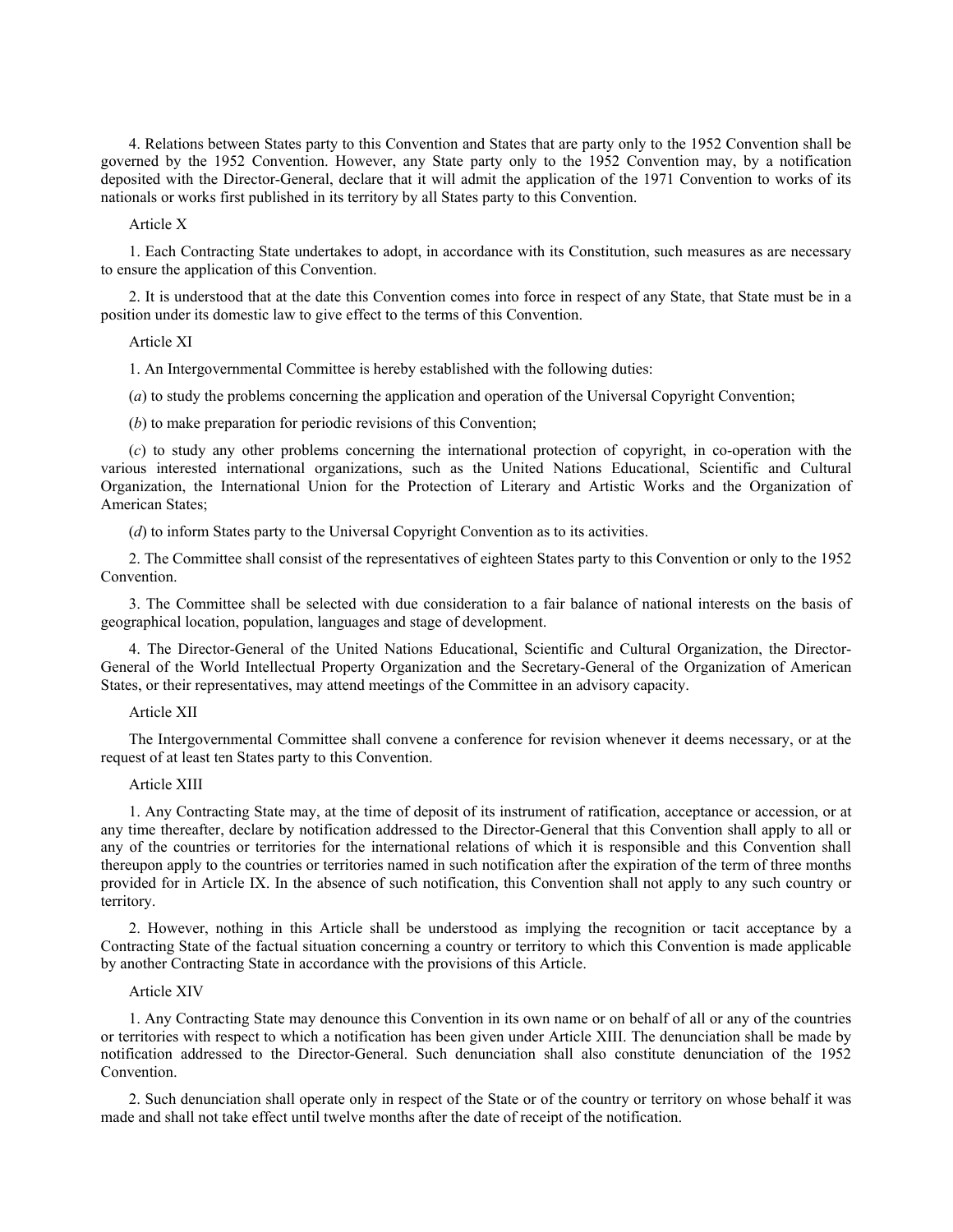4. Relations between States party to this Convention and States that are party only to the 1952 Convention shall be governed by the 1952 Convention. However, any State party only to the 1952 Convention may, by a notification deposited with the Director-General, declare that it will admit the application of the 1971 Convention to works of its nationals or works first published in its territory by all States party to this Convention.

Article X

1. Each Contracting State undertakes to adopt, in accordance with its Constitution, such measures as are necessary to ensure the application of this Convention.

2. It is understood that at the date this Convention comes into force in respect of any State, that State must be in a position under its domestic law to give effect to the terms of this Convention.

Article XI

1. An Intergovernmental Committee is hereby established with the following duties:

(*a*) to study the problems concerning the application and operation of the Universal Copyright Convention;

(*b*) to make preparation for periodic revisions of this Convention;

(*c*) to study any other problems concerning the international protection of copyright, in co-operation with the various interested international organizations, such as the United Nations Educational, Scientific and Cultural Organization, the International Union for the Protection of Literary and Artistic Works and the Organization of American States;

(*d*) to inform States party to the Universal Copyright Convention as to its activities.

2. The Committee shall consist of the representatives of eighteen States party to this Convention or only to the 1952 Convention.

3. The Committee shall be selected with due consideration to a fair balance of national interests on the basis of geographical location, population, languages and stage of development.

4. The Director-General of the United Nations Educational, Scientific and Cultural Organization, the Director-General of the World Intellectual Property Organization and the Secretary-General of the Organization of American States, or their representatives, may attend meetings of the Committee in an advisory capacity.

Article XII

The Intergovernmental Committee shall convene a conference for revision whenever it deems necessary, or at the request of at least ten States party to this Convention.

Article XIII

1. Any Contracting State may, at the time of deposit of its instrument of ratification, acceptance or accession, or at any time thereafter, declare by notification addressed to the Director-General that this Convention shall apply to all or any of the countries or territories for the international relations of which it is responsible and this Convention shall thereupon apply to the countries or territories named in such notification after the expiration of the term of three months provided for in Article IX. In the absence of such notification, this Convention shall not apply to any such country or territory.

2. However, nothing in this Article shall be understood as implying the recognition or tacit acceptance by a Contracting State of the factual situation concerning a country or territory to which this Convention is made applicable by another Contracting State in accordance with the provisions of this Article.

Article XIV

1. Any Contracting State may denounce this Convention in its own name or on behalf of all or any of the countries or territories with respect to which a notification has been given under Article XIII. The denunciation shall be made by notification addressed to the Director-General. Such denunciation shall also constitute denunciation of the 1952 Convention.

2. Such denunciation shall operate only in respect of the State or of the country or territory on whose behalf it was made and shall not take effect until twelve months after the date of receipt of the notification.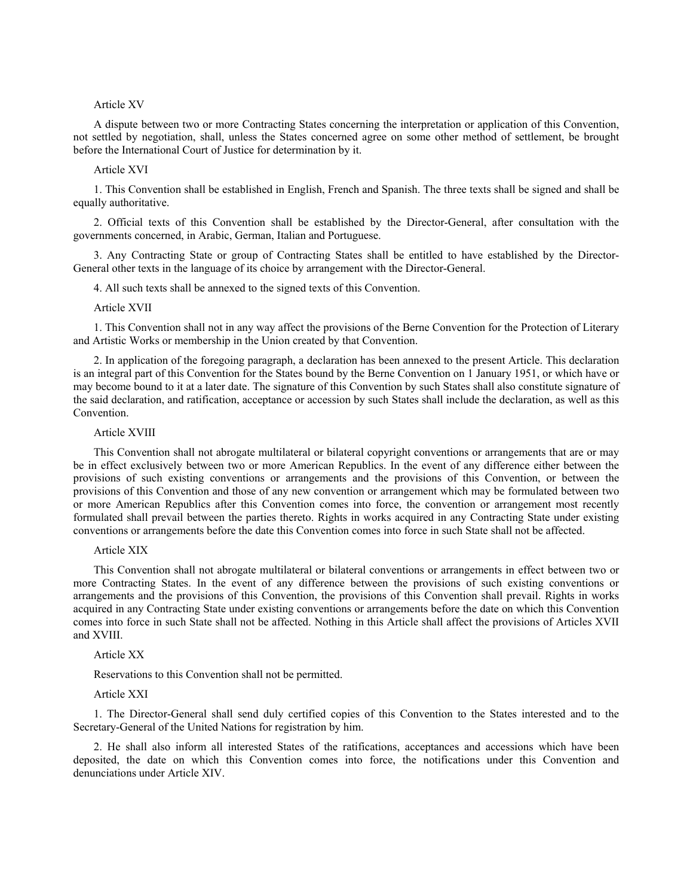Article XV

A dispute between two or more Contracting States concerning the interpretation or application of this Convention, not settled by negotiation, shall, unless the States concerned agree on some other method of settlement, be brought before the International Court of Justice for determination by it.

Article XVI

1. This Convention shall be established in English, French and Spanish. The three texts shall be signed and shall be equally authoritative.

2. Official texts of this Convention shall be established by the Director-General, after consultation with the governments concerned, in Arabic, German, Italian and Portuguese.

3. Any Contracting State or group of Contracting States shall be entitled to have established by the Director-General other texts in the language of its choice by arrangement with the Director-General.

4. All such texts shall be annexed to the signed texts of this Convention.

Article XVII

1. This Convention shall not in any way affect the provisions of the Berne Convention for the Protection of Literary and Artistic Works or membership in the Union created by that Convention.

2. In application of the foregoing paragraph, a declaration has been annexed to the present Article. This declaration is an integral part of this Convention for the States bound by the Berne Convention on 1 January 1951, or which have or may become bound to it at a later date. The signature of this Convention by such States shall also constitute signature of the said declaration, and ratification, acceptance or accession by such States shall include the declaration, as well as this Convention.

Article XVIII

This Convention shall not abrogate multilateral or bilateral copyright conventions or arrangements that are or may be in effect exclusively between two or more American Republics. In the event of any difference either between the provisions of such existing conventions or arrangements and the provisions of this Convention, or between the provisions of this Convention and those of any new convention or arrangement which may be formulated between two or more American Republics after this Convention comes into force, the convention or arrangement most recently formulated shall prevail between the parties thereto. Rights in works acquired in any Contracting State under existing conventions or arrangements before the date this Convention comes into force in such State shall not be affected.

Article XIX

This Convention shall not abrogate multilateral or bilateral conventions or arrangements in effect between two or more Contracting States. In the event of any difference between the provisions of such existing conventions or arrangements and the provisions of this Convention, the provisions of this Convention shall prevail. Rights in works acquired in any Contracting State under existing conventions or arrangements before the date on which this Convention comes into force in such State shall not be affected. Nothing in this Article shall affect the provisions of Articles XVII and XVIII.

Article XX

Reservations to this Convention shall not be permitted.

Article XXI

1. The Director-General shall send duly certified copies of this Convention to the States interested and to the Secretary-General of the United Nations for registration by him.

2. He shall also inform all interested States of the ratifications, acceptances and accessions which have been deposited, the date on which this Convention comes into force, the notifications under this Convention and denunciations under Article XIV.